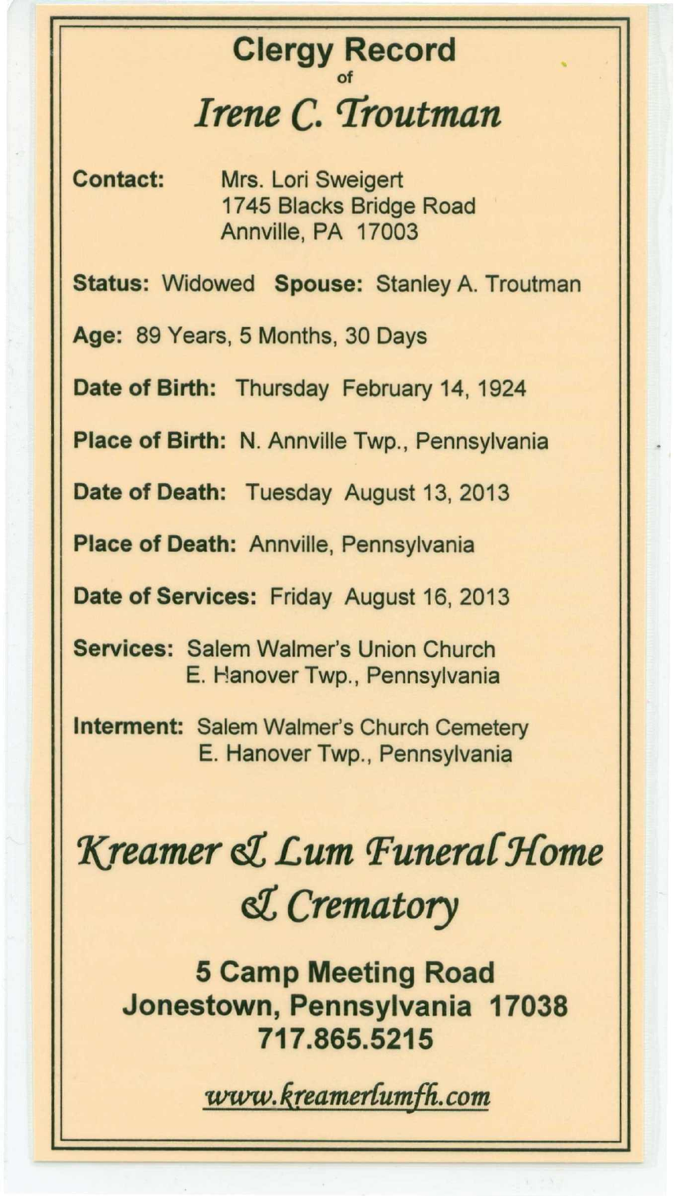# Clergy Record

of

## *Irene C. Troutman*

**Contact:** Mrs. Lori Sweigert
1745 Blacks Bridge Road
Annville, PA 17003

**Status:** Widowed **Spouse:** Stanley A. Troutman

**Age:** 89 Years, 5 Months, 30 Days

**Date of Birth:** Thursday February 14, 1924

**Place of Birth:** N. Annville Twp., Pennsylvania

**Date of Death:** Tuesday August 13, 2013

**Place of Death:** Annville, Pennsylvania

**Date of Services:** Friday August 16, 2013

**Services:** Salem Walmer's Union Church
E. Hanover Twp., Pennsylvania

**Interment:** Salem Walmer's Church Cemetery
E. Hanover Twp., Pennsylvania

## *Kreamer & Lum Funeral Home & Crematory*

**5 Camp Meeting Road**
**Jonestown, Pennsylvania 17038**
**717.865.5215**

*www.kreamerlumfh.com*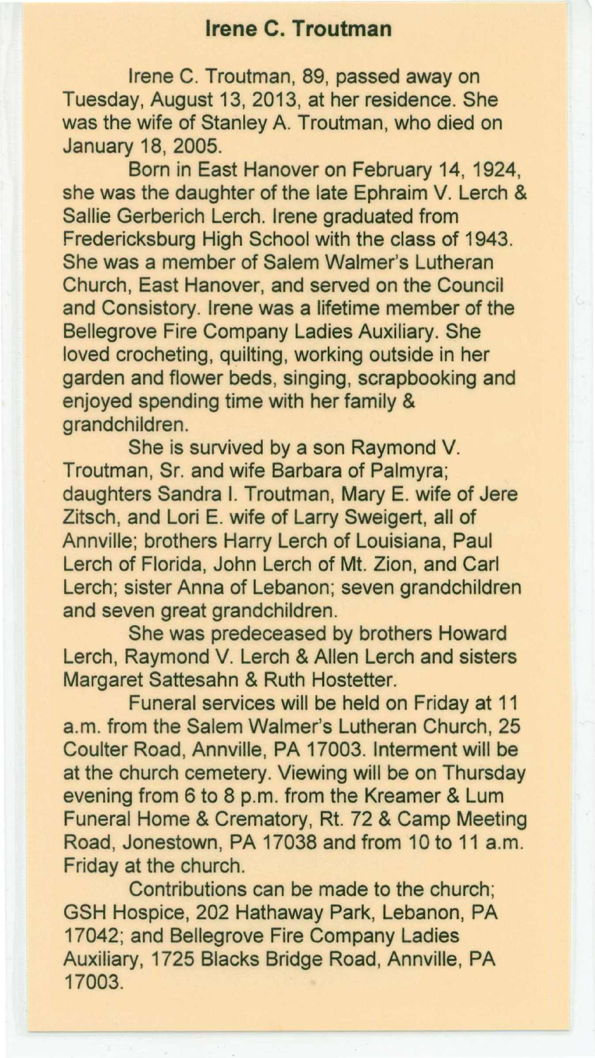# Irene C. Troutman

Irene C. Troutman, 89, passed away on Tuesday, August 13, 2013, at her residence. She was the wife of Stanley A. Troutman, who died on January 18, 2005.

Born in East Hanover on February 14, 1924, she was the daughter of the late Ephraim V. Lerch & Sallie Gerberich Lerch. Irene graduated from Fredericksburg High School with the class of 1943. She was a member of Salem Walmer's Lutheran Church, East Hanover, and served on the Council and Consistory. Irene was a lifetime member of the Bellegrove Fire Company Ladies Auxiliary. She loved crocheting, quilting, working outside in her garden and flower beds, singing, scrapbooking and enjoyed spending time with her family & grandchildren.

She is survived by a son Raymond V. Troutman, Sr. and wife Barbara of Palmyra; daughters Sandra I. Troutman, Mary E. wife of Jere Zitsch, and Lori E. wife of Larry Sweigert, all of Annville; brothers Harry Lerch of Louisiana, Paul Lerch of Florida, John Lerch of Mt. Zion, and Carl Lerch; sister Anna of Lebanon; seven grandchildren and seven great grandchildren.

She was predeceased by brothers Howard Lerch, Raymond V. Lerch & Allen Lerch and sisters Margaret Sattesahn & Ruth Hostetter.

Funeral services will be held on Friday at 11 a.m. from the Salem Walmer's Lutheran Church, 25 Coulter Road, Annville, PA 17003. Interment will be at the church cemetery. Viewing will be on Thursday evening from 6 to 8 p.m. from the Kreamer & Lum Funeral Home & Crematory, Rt. 72 & Camp Meeting Road, Jonestown, PA 17038 and from 10 to 11 a.m. Friday at the church.

Contributions can be made to the church; GSH Hospice, 202 Hathaway Park, Lebanon, PA 17042; and Bellegrove Fire Company Ladies Auxiliary, 1725 Blacks Bridge Road, Annville, PA 17003.